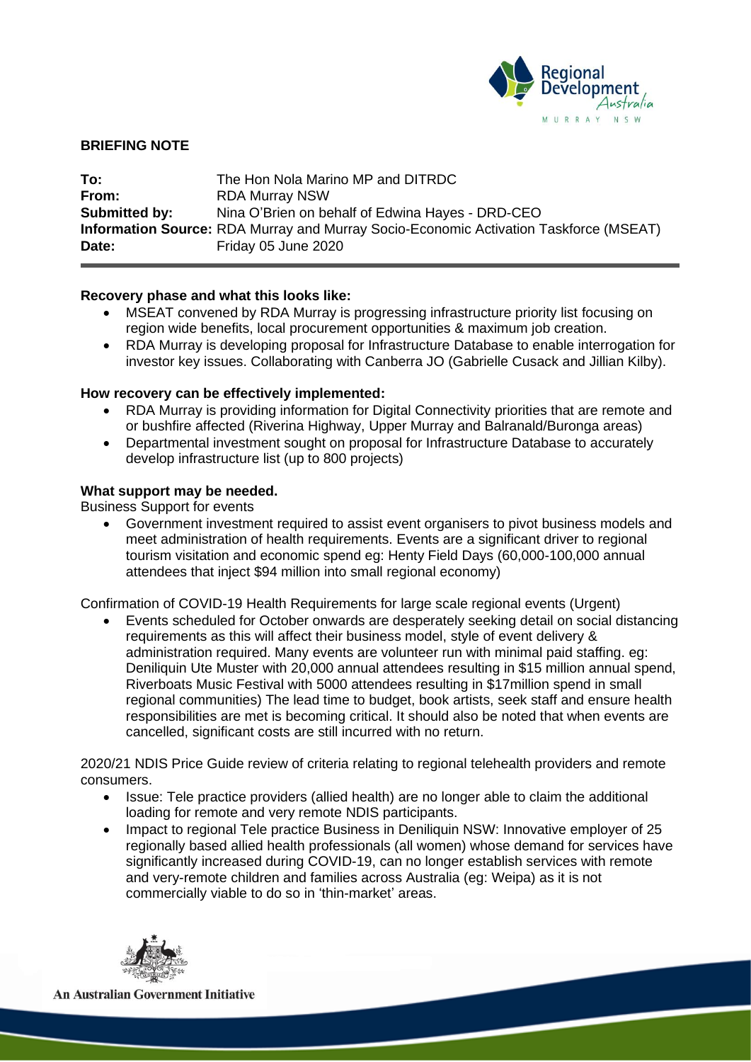**BRIEFING NOTE**

**To:** The Hon Nola Marino MP and DITRDC
**From:** RDA Murray NSW
**Submitted by:** Nina O'Brien on behalf of Edwina Hayes - DRD-CEO
**Information Source:** RDA Murray and Murray Socio-Economic Activation Taskforce (MSEAT)
**Date:** Friday 05 June 2020

**Recovery phase and what this looks like:**

- MSEAT convened by RDA Murray is progressing infrastructure priority list focusing on region wide benefits, local procurement opportunities & maximum job creation.
- RDA Murray is developing proposal for Infrastructure Database to enable interrogation for investor key issues. Collaborating with Canberra JO (Gabrielle Cusack and Jillian Kilby).

**How recovery can be effectively implemented:**

- RDA Murray is providing information for Digital Connectivity priorities that are remote and or bushfire affected (Riverina Highway, Upper Murray and Balranald/Buronga areas)
- Departmental investment sought on proposal for Infrastructure Database to accurately develop infrastructure list (up to 800 projects)

**What support may be needed.**

Business Support for events

- Government investment required to assist event organisers to pivot business models and meet administration of health requirements. Events are a significant driver to regional tourism visitation and economic spend eg: Henty Field Days (60,000-100,000 annual attendees that inject $94 million into small regional economy)

Confirmation of COVID-19 Health Requirements for large scale regional events (Urgent)

- Events scheduled for October onwards are desperately seeking detail on social distancing requirements as this will affect their business model, style of event delivery & administration required. Many events are volunteer run with minimal paid staffing. eg: Deniliquin Ute Muster with 20,000 annual attendees resulting in $15 million annual spend, Riverboats Music Festival with 5000 attendees resulting in $17million spend in small regional communities) The lead time to budget, book artists, seek staff and ensure health responsibilities are met is becoming critical. It should also be noted that when events are cancelled, significant costs are still incurred with no return.

2020/21 NDIS Price Guide review of criteria relating to regional telehealth providers and remote consumers.

- Issue: Tele practice providers (allied health) are no longer able to claim the additional loading for remote and very remote NDIS participants.
- Impact to regional Tele practice Business in Deniliquin NSW: Innovative employer of 25 regionally based allied health professionals (all women) whose demand for services have significantly increased during COVID-19, can no longer establish services with remote and very-remote children and families across Australia (eg: Weipa) as it is not commercially viable to do so in 'thin-market' areas.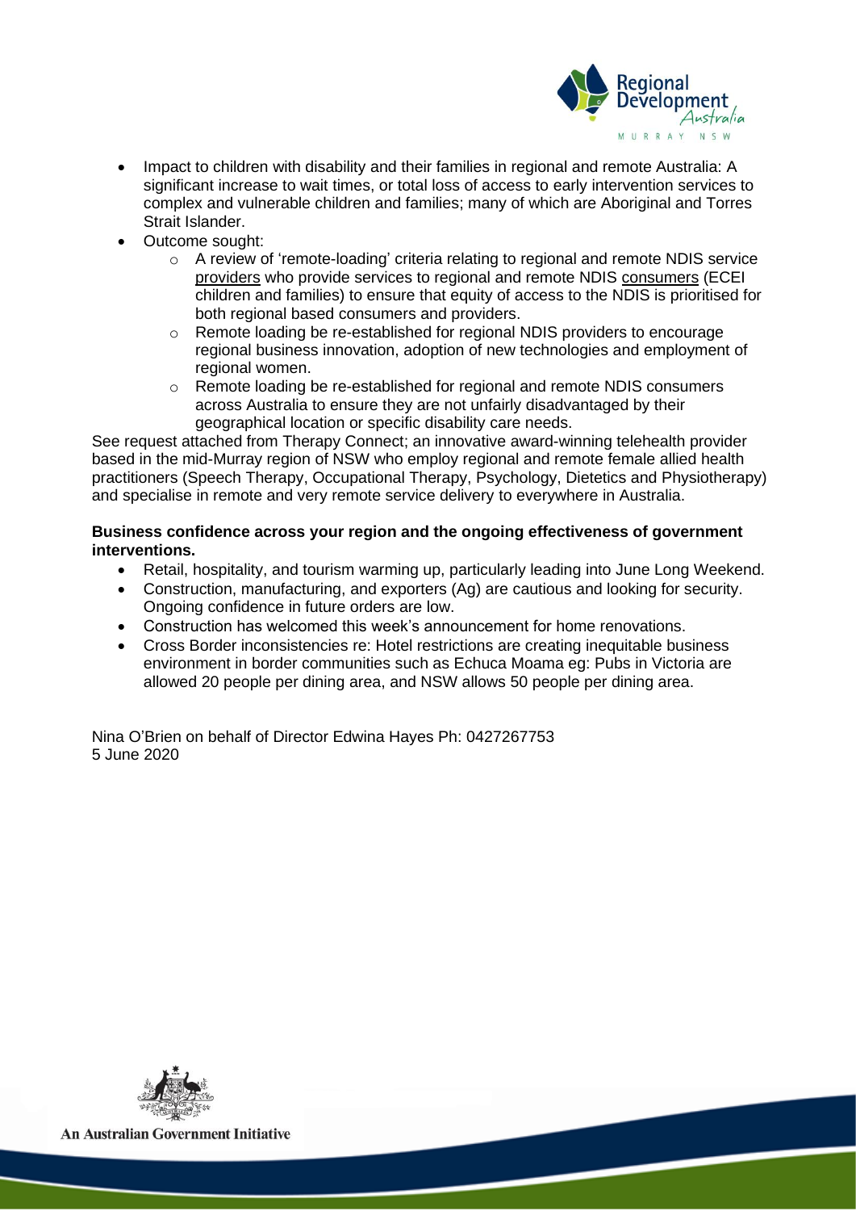- Impact to children with disability and their families in regional and remote Australia: A significant increase to wait times, or total loss of access to early intervention services to complex and vulnerable children and families; many of which are Aboriginal and Torres Strait Islander.
- Outcome sought:
  - A review of 'remote-loading' criteria relating to regional and remote NDIS service providers who provide services to regional and remote NDIS consumers (ECEI children and families) to ensure that equity of access to the NDIS is prioritised for both regional based consumers and providers.
  - Remote loading be re-established for regional NDIS providers to encourage regional business innovation, adoption of new technologies and employment of regional women.
  - Remote loading be re-established for regional and remote NDIS consumers across Australia to ensure they are not unfairly disadvantaged by their geographical location or specific disability care needs.

See request attached from Therapy Connect; an innovative award-winning telehealth provider based in the mid-Murray region of NSW who employ regional and remote female allied health practitioners (Speech Therapy, Occupational Therapy, Psychology, Dietetics and Physiotherapy) and specialise in remote and very remote service delivery to everywhere in Australia.

**Business confidence across your region and the ongoing effectiveness of government interventions.**

- Retail, hospitality, and tourism warming up, particularly leading into June Long Weekend.
- Construction, manufacturing, and exporters (Ag) are cautious and looking for security. Ongoing confidence in future orders are low.
- Construction has welcomed this week's announcement for home renovations.
- Cross Border inconsistencies re: Hotel restrictions are creating inequitable business environment in border communities such as Echuca Moama eg: Pubs in Victoria are allowed 20 people per dining area, and NSW allows 50 people per dining area.

Nina O'Brien on behalf of Director Edwina Hayes Ph: 0427267753
5 June 2020